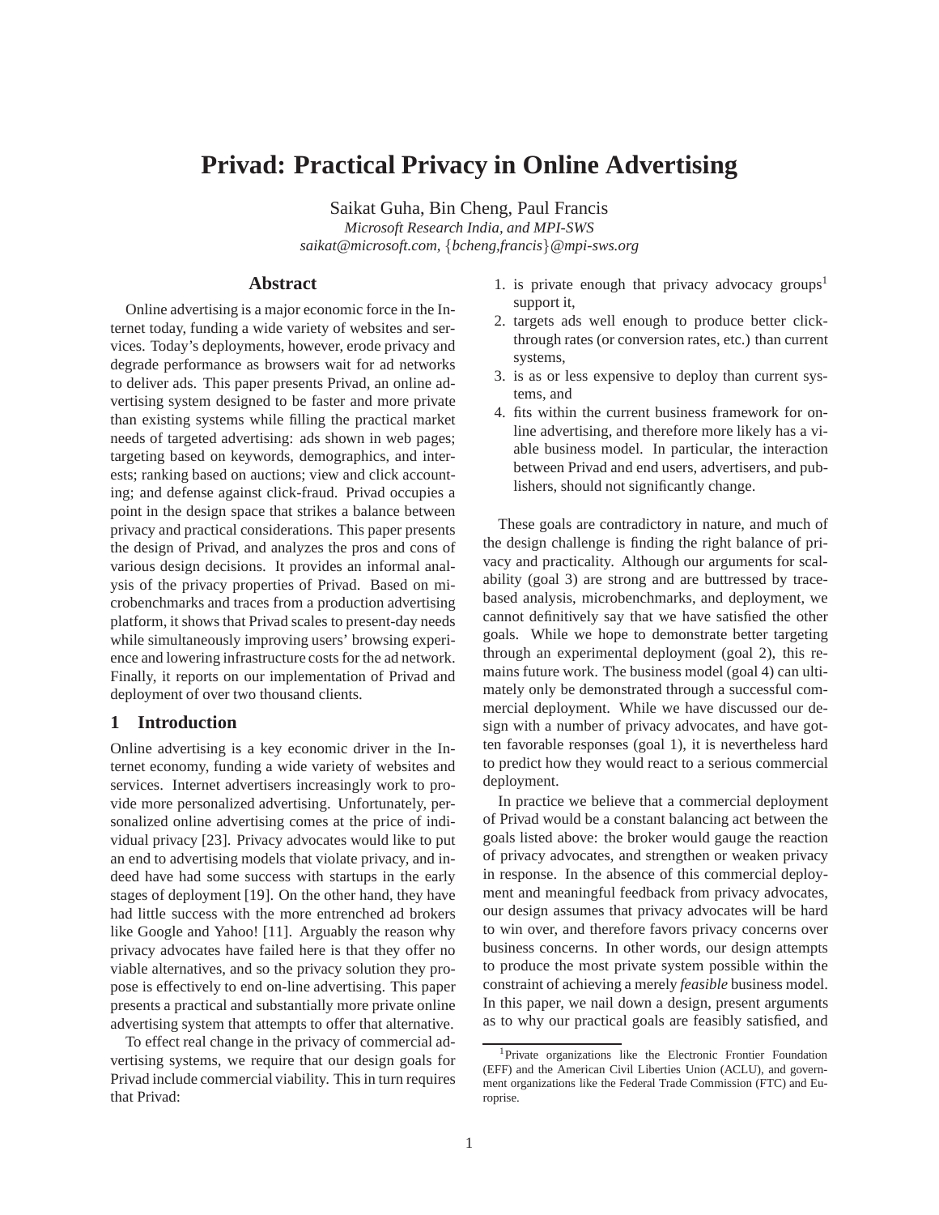# Privad: Practical Privacy in Online Advertising

Saikat Guha, Bin Cheng, Paul Francis

*Microsoft Research India, and MPI-SWS*

*saikat@microsoft.com, {bcheng,francis}@mpi-sws.org*

## Abstract

Online advertising is a major economic force in the Internet today, funding a wide variety of websites and services. Today's deployments, however, erode privacy and degrade performance as browsers wait for ad networks to deliver ads. This paper presents Privad, an online advertising system designed to be faster and more private than existing systems while filling the practical market needs of targeted advertising: ads shown in web pages; targeting based on keywords, demographics, and interests; ranking based on auctions; view and click accounting; and defense against click-fraud. Privad occupies a point in the design space that strikes a balance between privacy and practical considerations. This paper presents the design of Privad, and analyzes the pros and cons of various design decisions. It provides an informal analysis of the privacy properties of Privad. Based on microbenchmarks and traces from a production advertising platform, it shows that Privad scales to present-day needs while simultaneously improving users' browsing experience and lowering infrastructure costs for the ad network. Finally, it reports on our implementation of Privad and deployment of over two thousand clients.

## 1 Introduction

Online advertising is a key economic driver in the Internet economy, funding a wide variety of websites and services. Internet advertisers increasingly work to provide more personalized advertising. Unfortunately, personalized online advertising comes at the price of individual privacy [23]. Privacy advocates would like to put an end to advertising models that violate privacy, and indeed have had some success with startups in the early stages of deployment [19]. On the other hand, they have had little success with the more entrenched ad brokers like Google and Yahoo! [11]. Arguably the reason why privacy advocates have failed here is that they offer no viable alternatives, and so the privacy solution they propose is effectively to end on-line advertising. This paper presents a practical and substantially more private online advertising system that attempts to offer that alternative.

To effect real change in the privacy of commercial advertising systems, we require that our design goals for Privad include commercial viability. This in turn requires that Privad:

1. is private enough that privacy advocacy groups[1] support it,
2. targets ads well enough to produce better click-through rates (or conversion rates, etc.) than current systems,
3. is as or less expensive to deploy than current systems, and
4. fits within the current business framework for online advertising, and therefore more likely has a viable business model. In particular, the interaction between Privad and end users, advertisers, and publishers, should not significantly change.

These goals are contradictory in nature, and much of the design challenge is finding the right balance of privacy and practicality. Although our arguments for scalability (goal 3) are strong and are buttressed by trace-based analysis, microbenchmarks, and deployment, we cannot definitively say that we have satisfied the other goals. While we hope to demonstrate better targeting through an experimental deployment (goal 2), this remains future work. The business model (goal 4) can ultimately only be demonstrated through a successful commercial deployment. While we have discussed our design with a number of privacy advocates, and have gotten favorable responses (goal 1), it is nevertheless hard to predict how they would react to a serious commercial deployment.

In practice we believe that a commercial deployment of Privad would be a constant balancing act between the goals listed above: the broker would gauge the reaction of privacy advocates, and strengthen or weaken privacy in response. In the absence of this commercial deployment and meaningful feedback from privacy advocates, our design assumes that privacy advocates will be hard to win over, and therefore favors privacy concerns over business concerns. In other words, our design attempts to produce the most private system possible within the constraint of achieving a merely *feasible* business model. In this paper, we nail down a design, present arguments as to why our practical goals are feasibly satisfied, and

[1] Private organizations like the Electronic Frontier Foundation (EFF) and the American Civil Liberties Union (ACLU), and government organizations like the Federal Trade Commission (FTC) and Europrise.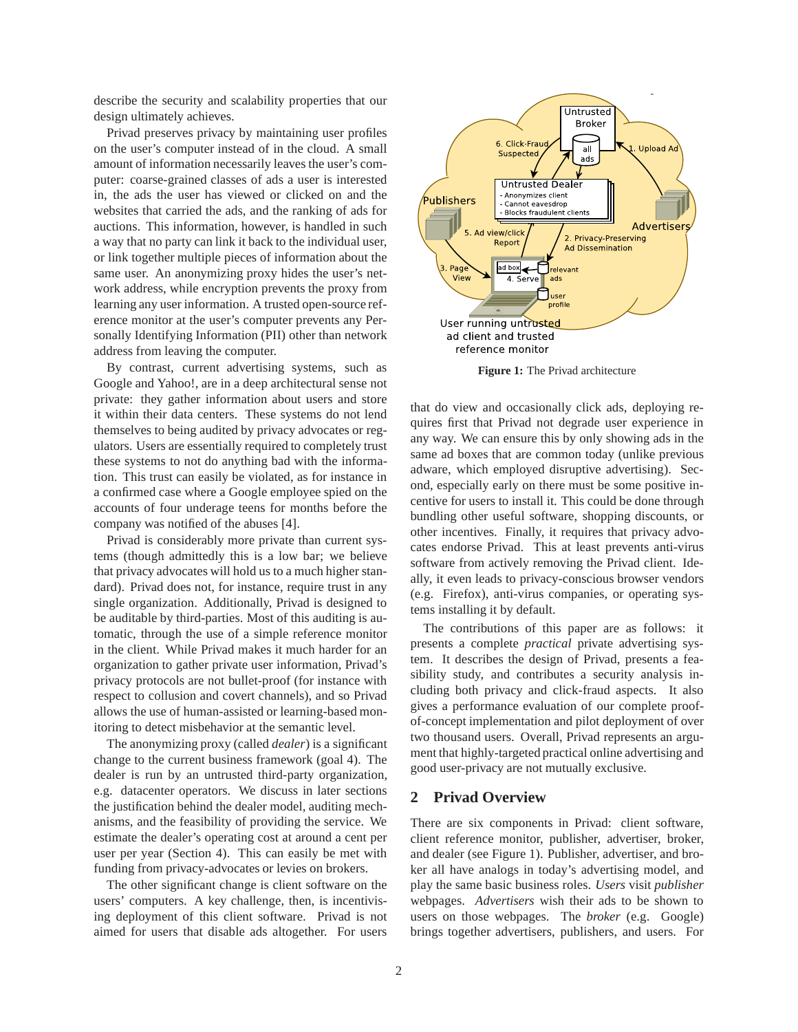describe the security and scalability properties that our design ultimately achieves.

Privad preserves privacy by maintaining user profiles on the user's computer instead of in the cloud. A small amount of information necessarily leaves the user's computer: coarse-grained classes of ads a user is interested in, the ads the user has viewed or clicked on and the websites that carried the ads, and the ranking of ads for auctions. This information, however, is handled in such a way that no party can link it back to the individual user, or link together multiple pieces of information about the same user. An anonymizing proxy hides the user's network address, while encryption prevents the proxy from learning any user information. A trusted open-source reference monitor at the user's computer prevents any Personally Identifying Information (PII) other than network address from leaving the computer.

By contrast, current advertising systems, such as Google and Yahoo!, are in a deep architectural sense not private: they gather information about users and store it within their data centers. These systems do not lend themselves to being audited by privacy advocates or regulators. Users are essentially required to completely trust these systems to not do anything bad with the information. This trust can easily be violated, as for instance in a confirmed case where a Google employee spied on the accounts of four underage teens for months before the company was notified of the abuses [4].

Privad is considerably more private than current systems (though admittedly this is a low bar; we believe that privacy advocates will hold us to a much higher standard). Privad does not, for instance, require trust in any single organization. Additionally, Privad is designed to be auditable by third-parties. Most of this auditing is automatic, through the use of a simple reference monitor in the client. While Privad makes it much harder for an organization to gather private user information, Privad's privacy protocols are not bullet-proof (for instance with respect to collusion and covert channels), and so Privad allows the use of human-assisted or learning-based monitoring to detect misbehavior at the semantic level.

The anonymizing proxy (called *dealer*) is a significant change to the current business framework (goal 4). The dealer is run by an untrusted third-party organization, e.g. datacenter operators. We discuss in later sections the justification behind the dealer model, auditing mechanisms, and the feasibility of providing the service. We estimate the dealer's operating cost at around a cent per user per year (Section 4). This can easily be met with funding from privacy-advocates or levies on brokers.

The other significant change is client software on the users' computers. A key challenge, then, is incentivising deployment of this client software. Privad is not aimed for users that disable ads altogether. For users that do view and occasionally click ads, deploying requires first that Privad not degrade user experience in any way. We can ensure this by only showing ads in the same ad boxes that are common today (unlike previous adware, which employed disruptive advertising). Second, especially early on there must be some positive incentive for users to install it. This could be done through bundling other useful software, shopping discounts, or other incentives. Finally, it requires that privacy advocates endorse Privad. This at least prevents anti-virus software from actively removing the Privad client. Ideally, it even leads to privacy-conscious browser vendors (e.g. Firefox), anti-virus companies, or operating systems installing it by default.

**Figure 1:** The Privad architecture

The contributions of this paper are as follows: it presents a complete *practical* private advertising system. It describes the design of Privad, presents a feasibility study, and contributes a security analysis including both privacy and click-fraud aspects. It also gives a performance evaluation of our complete proof-of-concept implementation and pilot deployment of over two thousand users. Overall, Privad represents an argument that highly-targeted practical online advertising and good user-privacy are not mutually exclusive.

## 2 Privad Overview

There are six components in Privad: client software, client reference monitor, publisher, advertiser, broker, and dealer (see Figure 1). Publisher, advertiser, and broker all have analogs in today's advertising model, and play the same basic business roles. *Users* visit *publisher* webpages. *Advertisers* wish their ads to be shown to users on those webpages. The *broker* (e.g. Google) brings together advertisers, publishers, and users. For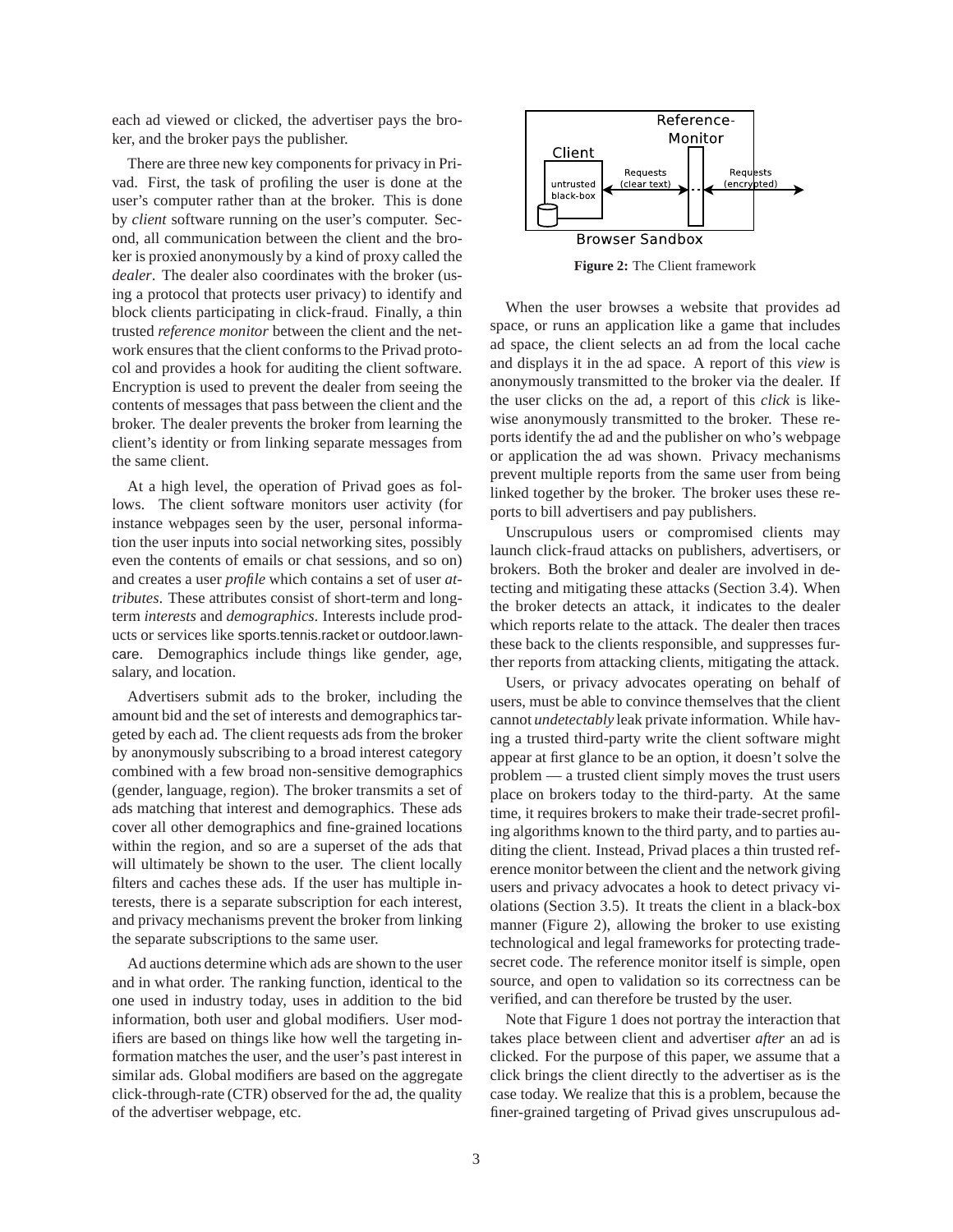each ad viewed or clicked, the advertiser pays the broker, and the broker pays the publisher.

There are three new key components for privacy in Privad. First, the task of profiling the user is done at the user's computer rather than at the broker. This is done by *client* software running on the user's computer. Second, all communication between the client and the broker is proxied anonymously by a kind of proxy called the *dealer*. The dealer also coordinates with the broker (using a protocol that protects user privacy) to identify and block clients participating in click-fraud. Finally, a thin trusted *reference monitor* between the client and the network ensures that the client conforms to the Privad protocol and provides a hook for auditing the client software. Encryption is used to prevent the dealer from seeing the contents of messages that pass between the client and the broker. The dealer prevents the broker from learning the client's identity or from linking separate messages from the same client.

At a high level, the operation of Privad goes as follows. The client software monitors user activity (for instance webpages seen by the user, personal information the user inputs into social networking sites, possibly even the contents of emails or chat sessions, and so on) and creates a user *profile* which contains a set of user *attributes*. These attributes consist of short-term and long-term *interests* and *demographics*. Interests include products or services like sports.tennis.racket or outdoor.lawncare. Demographics include things like gender, age, salary, and location.

Advertisers submit ads to the broker, including the amount bid and the set of interests and demographics targeted by each ad. The client requests ads from the broker by anonymously subscribing to a broad interest category combined with a few broad non-sensitive demographics (gender, language, region). The broker transmits a set of ads matching that interest and demographics. These ads cover all other demographics and fine-grained locations within the region, and so are a superset of the ads that will ultimately be shown to the user. The client locally filters and caches these ads. If the user has multiple interests, there is a separate subscription for each interest, and privacy mechanisms prevent the broker from linking the separate subscriptions to the same user.

Ad auctions determine which ads are shown to the user and in what order. The ranking function, identical to the one used in industry today, uses in addition to the bid information, both user and global modifiers. User modifiers are based on things like how well the targeting information matches the user, and the user's past interest in similar ads. Global modifiers are based on the aggregate click-through-rate (CTR) observed for the ad, the quality of the advertiser webpage, etc.

**Figure 2:** The Client framework

When the user browses a website that provides ad space, or runs an application like a game that includes ad space, the client selects an ad from the local cache and displays it in the ad space. A report of this *view* is anonymously transmitted to the broker via the dealer. If the user clicks on the ad, a report of this *click* is likewise anonymously transmitted to the broker. These reports identify the ad and the publisher on who's webpage or application the ad was shown. Privacy mechanisms prevent multiple reports from the same user from being linked together by the broker. The broker uses these reports to bill advertisers and pay publishers.

Unscrupulous users or compromised clients may launch click-fraud attacks on publishers, advertisers, or brokers. Both the broker and dealer are involved in detecting and mitigating these attacks (Section 3.4). When the broker detects an attack, it indicates to the dealer which reports relate to the attack. The dealer then traces these back to the clients responsible, and suppresses further reports from attacking clients, mitigating the attack.

Users, or privacy advocates operating on behalf of users, must be able to convince themselves that the client cannot *undetectably* leak private information. While having a trusted third-party write the client software might appear at first glance to be an option, it doesn't solve the problem — a trusted client simply moves the trust users place on brokers today to the third-party. At the same time, it requires brokers to make their trade-secret profiling algorithms known to the third party, and to parties auditing the client. Instead, Privad places a thin trusted reference monitor between the client and the network giving users and privacy advocates a hook to detect privacy violations (Section 3.5). It treats the client in a black-box manner (Figure 2), allowing the broker to use existing technological and legal frameworks for protecting trade-secret code. The reference monitor itself is simple, open source, and open to validation so its correctness can be verified, and can therefore be trusted by the user.

Note that Figure 1 does not portray the interaction that takes place between client and advertiser *after* an ad is clicked. For the purpose of this paper, we assume that a click brings the client directly to the advertiser as is the case today. We realize that this is a problem, because the finer-grained targeting of Privad gives unscrupulous ad-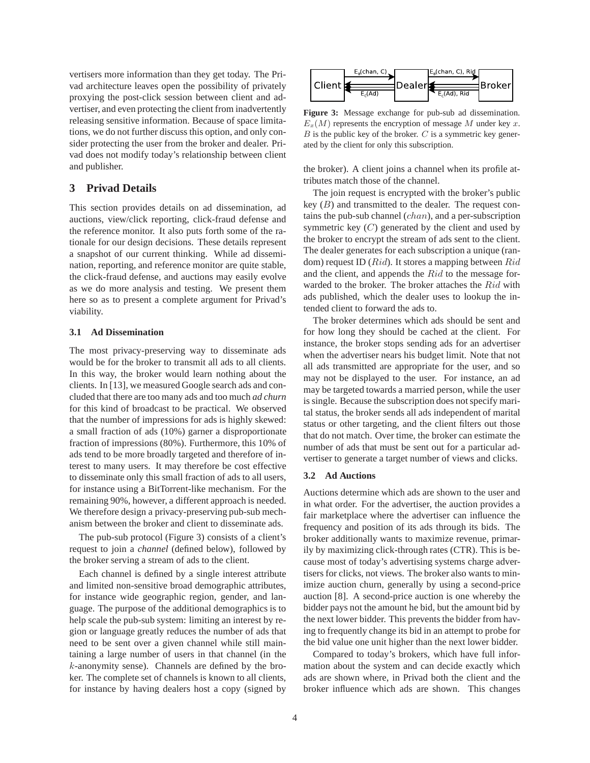vertisers more information than they get today. The Privad architecture leaves open the possibility of privately proxying the post-click session between client and advertiser, and even protecting the client from inadvertently releasing sensitive information. Because of space limitations, we do not further discuss this option, and only consider protecting the user from the broker and dealer. Privad does not modify today's relationship between client and publisher.

## 3 Privad Details

This section provides details on ad dissemination, ad auctions, view/click reporting, click-fraud defense and the reference monitor. It also puts forth some of the rationale for our design decisions. These details represent a snapshot of our current thinking. While ad dissemination, reporting, and reference monitor are quite stable, the click-fraud defense, and auctions may easily evolve as we do more analysis and testing. We present them here so as to present a complete argument for Privad's viability.

### 3.1 Ad Dissemination

The most privacy-preserving way to disseminate ads would be for the broker to transmit all ads to all clients. In this way, the broker would learn nothing about the clients. In [13], we measured Google search ads and concluded that there are too many ads and too much *ad churn* for this kind of broadcast to be practical. We observed that the number of impressions for ads is highly skewed: a small fraction of ads (10%) garner a disproportionate fraction of impressions (80%). Furthermore, this 10% of ads tend to be more broadly targeted and therefore of interest to many users. It may therefore be cost effective to disseminate only this small fraction of ads to all users, for instance using a BitTorrent-like mechanism. For the remaining 90%, however, a different approach is needed. We therefore design a privacy-preserving pub-sub mechanism between the broker and client to disseminate ads.

The pub-sub protocol (Figure 3) consists of a client's request to join a *channel* (defined below), followed by the broker serving a stream of ads to the client.

Each channel is defined by a single interest attribute and limited non-sensitive broad demographic attributes, for instance wide geographic region, gender, and language. The purpose of the additional demographics is to help scale the pub-sub system: limiting an interest by region or language greatly reduces the number of ads that need to be sent over a given channel while still maintaining a large number of users in that channel (in the $k$-anonymity sense). Channels are defined by the broker. The complete set of channels is known to all clients, for instance by having dealers host a copy (signed by the broker). A client joins a channel when its profile attributes match those of the channel.

**Figure 3:** Message exchange for pub-sub ad dissemination. $E_x(M)$ represents the encryption of message $M$ under key $x$. $B$ is the public key of the broker. $C$ is a symmetric key generated by the client for only this subscription.

The join request is encrypted with the broker's public key ($B$) and transmitted to the dealer. The request contains the pub-sub channel ($chan$), and a per-subscription symmetric key ($C$) generated by the client and used by the broker to encrypt the stream of ads sent to the client. The dealer generates for each subscription a unique (random) request ID ($Rid$). It stores a mapping between $Rid$ and the client, and appends the $Rid$ to the message forwarded to the broker. The broker attaches the $Rid$ with ads published, which the dealer uses to lookup the intended client to forward the ads to.

The broker determines which ads should be sent and for how long they should be cached at the client. For instance, the broker stops sending ads for an advertiser when the advertiser nears his budget limit. Note that not all ads transmitted are appropriate for the user, and so may not be displayed to the user. For instance, an ad may be targeted towards a married person, while the user is single. Because the subscription does not specify marital status, the broker sends all ads independent of marital status or other targeting, and the client filters out those that do not match. Over time, the broker can estimate the number of ads that must be sent out for a particular advertiser to generate a target number of views and clicks.

### 3.2 Ad Auctions

Auctions determine which ads are shown to the user and in what order. For the advertiser, the auction provides a fair marketplace where the advertiser can influence the frequency and position of its ads through its bids. The broker additionally wants to maximize revenue, primarily by maximizing click-through rates (CTR). This is because most of today's advertising systems charge advertisers for clicks, not views. The broker also wants to minimize auction churn, generally by using a second-price auction [8]. A second-price auction is one whereby the bidder pays not the amount he bid, but the amount bid by the next lower bidder. This prevents the bidder from having to frequently change its bid in an attempt to probe for the bid value one unit higher than the next lower bidder.

Compared to today's brokers, which have full information about the system and can decide exactly which ads are shown where, in Privad both the client and the broker influence which ads are shown. This changes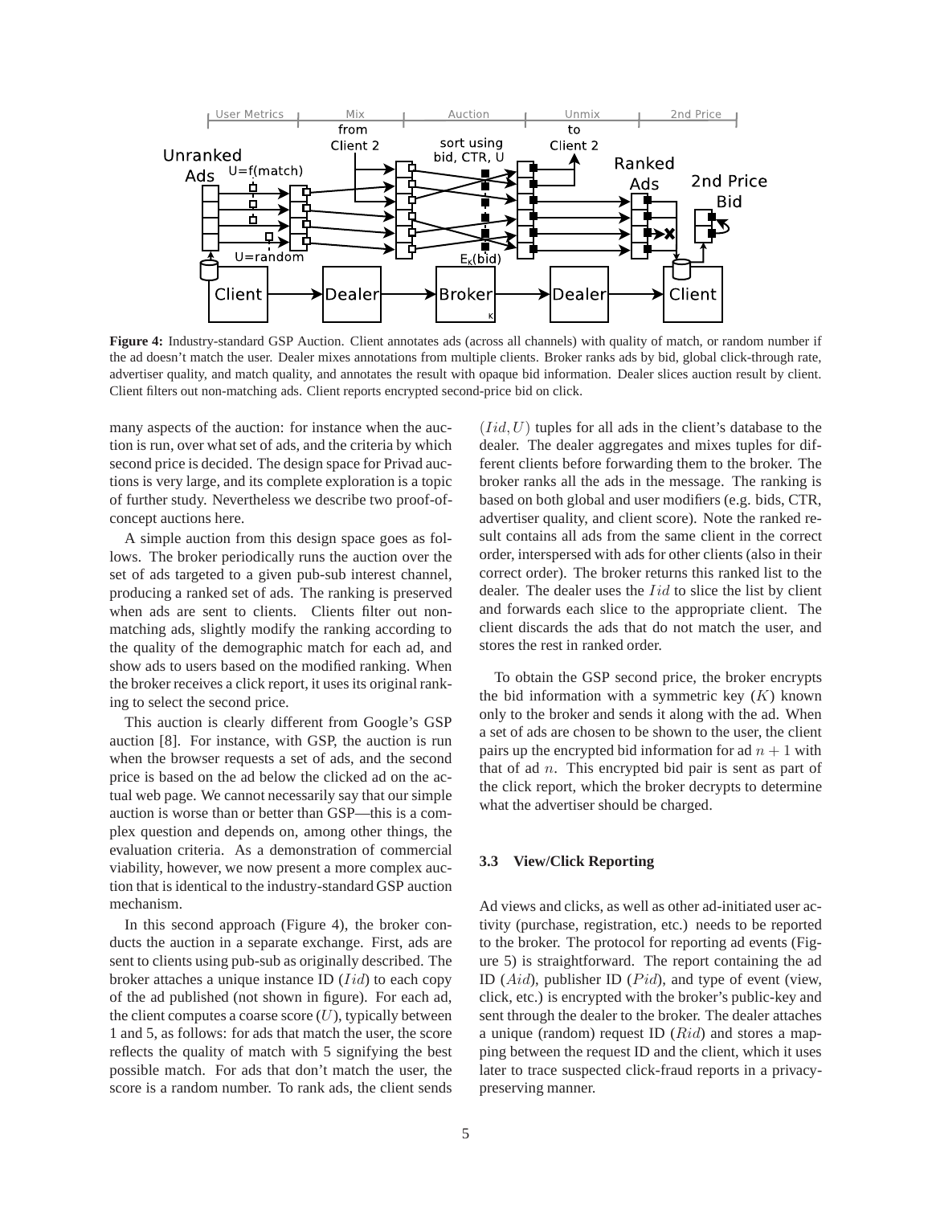**Figure 4:** Industry-standard GSP Auction. Client annotates ads (across all channels) with quality of match, or random number if the ad doesn't match the user. Dealer mixes annotations from multiple clients. Broker ranks ads by bid, global click-through rate, advertiser quality, and match quality, and annotates the result with opaque bid information. Dealer slices auction result by client. Client filters out non-matching ads. Client reports encrypted second-price bid on click.

many aspects of the auction: for instance when the auction is run, over what set of ads, and the criteria by which second price is decided. The design space for Privad auctions is very large, and its complete exploration is a topic of further study. Nevertheless we describe two proof-of-concept auctions here.

A simple auction from this design space goes as follows. The broker periodically runs the auction over the set of ads targeted to a given pub-sub interest channel, producing a ranked set of ads. The ranking is preserved when ads are sent to clients. Clients filter out non-matching ads, slightly modify the ranking according to the quality of the demographic match for each ad, and show ads to users based on the modified ranking. When the broker receives a click report, it uses its original ranking to select the second price.

This auction is clearly different from Google's GSP auction [8]. For instance, with GSP, the auction is run when the browser requests a set of ads, and the second price is based on the ad below the clicked ad on the actual web page. We cannot necessarily say that our simple auction is worse than or better than GSP—this is a complex question and depends on, among other things, the evaluation criteria. As a demonstration of commercial viability, however, we now present a more complex auction that is identical to the industry-standard GSP auction mechanism.

In this second approach (Figure 4), the broker conducts the auction in a separate exchange. First, ads are sent to clients using pub-sub as originally described. The broker attaches a unique instance ID ($Iid$) to each copy of the ad published (not shown in figure). For each ad, the client computes a coarse score ($U$), typically between 1 and 5, as follows: for ads that match the user, the score reflects the quality of match with 5 signifying the best possible match. For ads that don't match the user, the score is a random number. To rank ads, the client sends $(Iid, U)$ tuples for all ads in the client's database to the dealer. The dealer aggregates and mixes tuples for different clients before forwarding them to the broker. The broker ranks all the ads in the message. The ranking is based on both global and user modifiers (e.g. bids, CTR, advertiser quality, and client score). Note the ranked result contains all ads from the same client in the correct order, interspersed with ads for other clients (also in their correct order). The broker returns this ranked list to the dealer. The dealer uses the $Iid$ to slice the list by client and forwards each slice to the appropriate client. The client discards the ads that do not match the user, and stores the rest in ranked order.

To obtain the GSP second price, the broker encrypts the bid information with a symmetric key ($K$) known only to the broker and sends it along with the ad. When a set of ads are chosen to be shown to the user, the client pairs up the encrypted bid information for ad $n + 1$ with that of ad $n$. This encrypted bid pair is sent as part of the click report, which the broker decrypts to determine what the advertiser should be charged.

### 3.3 View/Click Reporting

Ad views and clicks, as well as other ad-initiated user activity (purchase, registration, etc.) needs to be reported to the broker. The protocol for reporting ad events (Figure 5) is straightforward. The report containing the ad ID ($Aid$), publisher ID ($Pid$), and type of event (view, click, etc.) is encrypted with the broker's public-key and sent through the dealer to the broker. The dealer attaches a unique (random) request ID ($Rid$) and stores a mapping between the request ID and the client, which it uses later to trace suspected click-fraud reports in a privacy-preserving manner.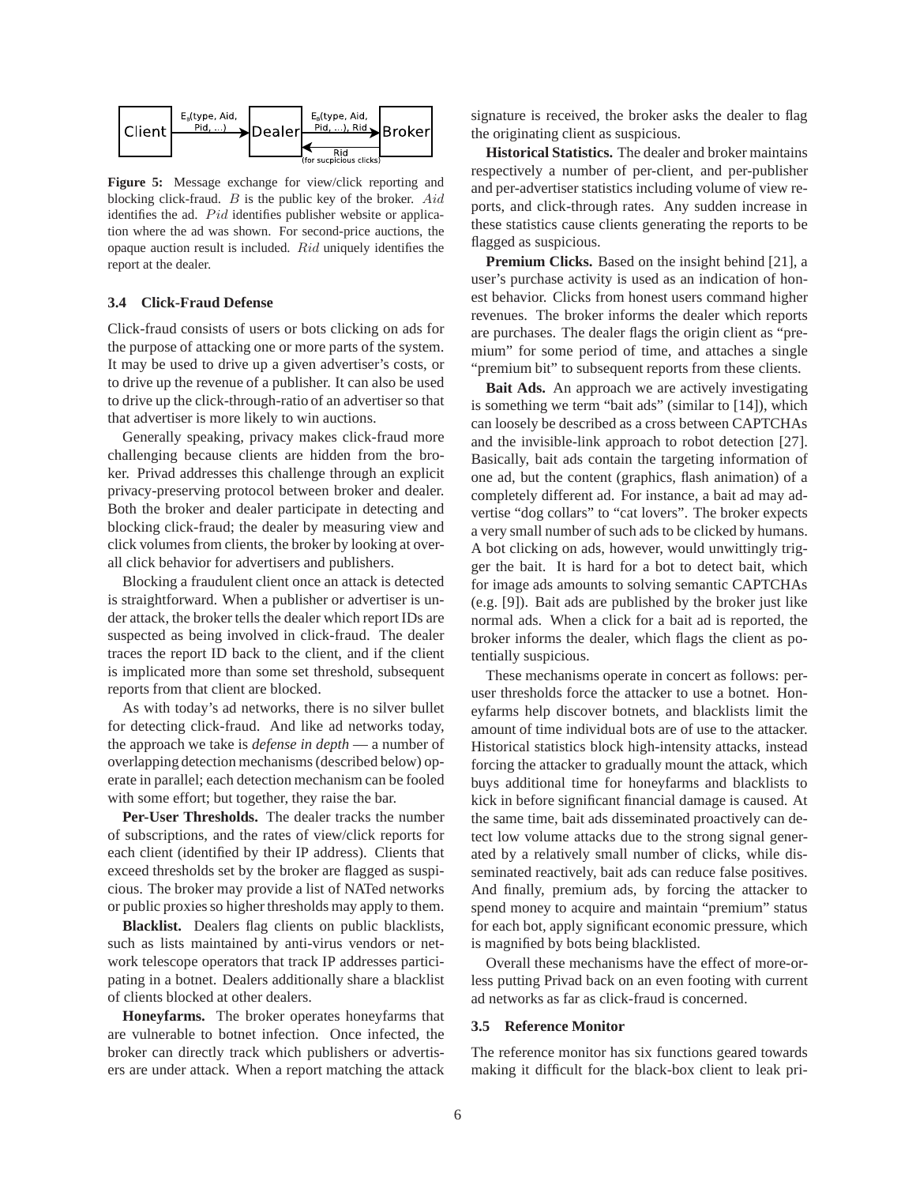Figure 5: Message exchange for view/click reporting and blocking click-fraud. $B$ is the public key of the broker. $Aid$ identifies the ad. $Pid$ identifies publisher website or application where the ad was shown. For second-price auctions, the opaque auction result is included. $Rid$ uniquely identifies the report at the dealer.

### 3.4 Click-Fraud Defense

Click-fraud consists of users or bots clicking on ads for the purpose of attacking one or more parts of the system. It may be used to drive up a given advertiser's costs, or to drive up the revenue of a publisher. It can also be used to drive up the click-through-ratio of an advertiser so that that advertiser is more likely to win auctions.

Generally speaking, privacy makes click-fraud more challenging because clients are hidden from the broker. Privad addresses this challenge through an explicit privacy-preserving protocol between broker and dealer. Both the broker and dealer participate in detecting and blocking click-fraud; the dealer by measuring view and click volumes from clients, the broker by looking at overall click behavior for advertisers and publishers.

Blocking a fraudulent client once an attack is detected is straightforward. When a publisher or advertiser is under attack, the broker tells the dealer which report IDs are suspected as being involved in click-fraud. The dealer traces the report ID back to the client, and if the client is implicated more than some set threshold, subsequent reports from that client are blocked.

As with today's ad networks, there is no silver bullet for detecting click-fraud. And like ad networks today, the approach we take is *defense in depth* — a number of overlapping detection mechanisms (described below) operate in parallel; each detection mechanism can be fooled with some effort; but together, they raise the bar.

**Per-User Thresholds.** The dealer tracks the number of subscriptions, and the rates of view/click reports for each client (identified by their IP address). Clients that exceed thresholds set by the broker are flagged as suspicious. The broker may provide a list of NATed networks or public proxies so higher thresholds may apply to them.

**Blacklist.** Dealers flag clients on public blacklists, such as lists maintained by anti-virus vendors or network telescope operators that track IP addresses participating in a botnet. Dealers additionally share a blacklist of clients blocked at other dealers.

**Honeyfarms.** The broker operates honeyfarms that are vulnerable to botnet infection. Once infected, the broker can directly track which publishers or advertisers are under attack. When a report matching the attack signature is received, the broker asks the dealer to flag the originating client as suspicious.

**Historical Statistics.** The dealer and broker maintains respectively a number of per-client, and per-publisher and per-advertiser statistics including volume of view reports, and click-through rates. Any sudden increase in these statistics cause clients generating the reports to be flagged as suspicious.

**Premium Clicks.** Based on the insight behind [21], a user's purchase activity is used as an indication of honest behavior. Clicks from honest users command higher revenues. The broker informs the dealer which reports are purchases. The dealer flags the origin client as "premium" for some period of time, and attaches a single "premium bit" to subsequent reports from these clients.

**Bait Ads.** An approach we are actively investigating is something we term "bait ads" (similar to [14]), which can loosely be described as a cross between CAPTCHAs and the invisible-link approach to robot detection [27]. Basically, bait ads contain the targeting information of one ad, but the content (graphics, flash animation) of a completely different ad. For instance, a bait ad may advertise "dog collars" to "cat lovers". The broker expects a very small number of such ads to be clicked by humans. A bot clicking on ads, however, would unwittingly trigger the bait. It is hard for a bot to detect bait, which for image ads amounts to solving semantic CAPTCHAs (e.g. [9]). Bait ads are published by the broker just like normal ads. When a click for a bait ad is reported, the broker informs the dealer, which flags the client as potentially suspicious.

These mechanisms operate in concert as follows: per-user thresholds force the attacker to use a botnet. Honeyfarms help discover botnets, and blacklists limit the amount of time individual bots are of use to the attacker. Historical statistics block high-intensity attacks, instead forcing the attacker to gradually mount the attack, which buys additional time for honeyfarms and blacklists to kick in before significant financial damage is caused. At the same time, bait ads disseminated proactively can detect low volume attacks due to the strong signal generated by a relatively small number of clicks, while disseminated reactively, bait ads can reduce false positives. And finally, premium ads, by forcing the attacker to spend money to acquire and maintain "premium" status for each bot, apply significant economic pressure, which is magnified by bots being blacklisted.

Overall these mechanisms have the effect of more-or-less putting Privad back on an even footing with current ad networks as far as click-fraud is concerned.

### 3.5 Reference Monitor

The reference monitor has six functions geared towards making it difficult for the black-box client to leak pri-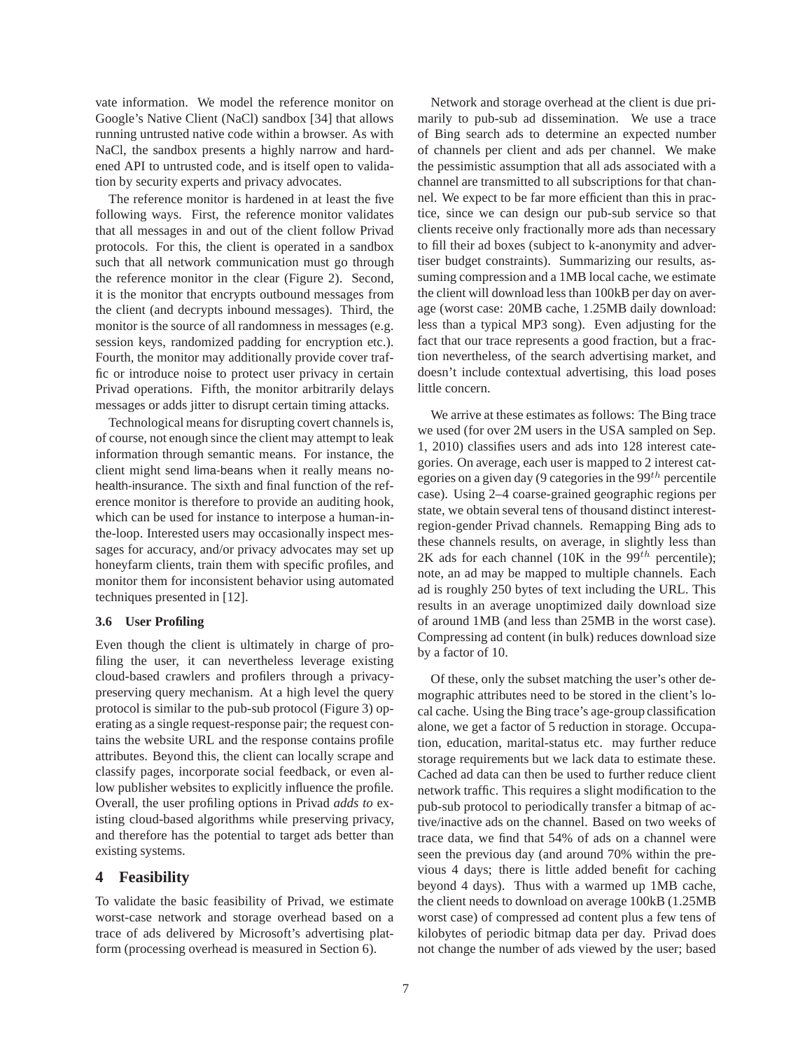vate information. We model the reference monitor on Google's Native Client (NaCl) sandbox [34] that allows running untrusted native code within a browser. As with NaCl, the sandbox presents a highly narrow and hardened API to untrusted code, and is itself open to validation by security experts and privacy advocates.

The reference monitor is hardened in at least the five following ways. First, the reference monitor validates that all messages in and out of the client follow Privad protocols. For this, the client is operated in a sandbox such that all network communication must go through the reference monitor in the clear (Figure 2). Second, it is the monitor that encrypts outbound messages from the client (and decrypts inbound messages). Third, the monitor is the source of all randomness in messages (e.g. session keys, randomized padding for encryption etc.). Fourth, the monitor may additionally provide cover traffic or introduce noise to protect user privacy in certain Privad operations. Fifth, the monitor arbitrarily delays messages or adds jitter to disrupt certain timing attacks.

Technological means for disrupting covert channels is, of course, not enough since the client may attempt to leak information through semantic means. For instance, the client might send lima-beans when it really means no-health-insurance. The sixth and final function of the reference monitor is therefore to provide an auditing hook, which can be used for instance to interpose a human-in-the-loop. Interested users may occasionally inspect messages for accuracy, and/or privacy advocates may set up honeyfarm clients, train them with specific profiles, and monitor them for inconsistent behavior using automated techniques presented in [12].

### 3.6 User Profiling

Even though the client is ultimately in charge of profiling the user, it can nevertheless leverage existing cloud-based crawlers and profilers through a privacy-preserving query mechanism. At a high level the query protocol is similar to the pub-sub protocol (Figure 3) operating as a single request-response pair; the request contains the website URL and the response contains profile attributes. Beyond this, the client can locally scrape and classify pages, incorporate social feedback, or even allow publisher websites to explicitly influence the profile. Overall, the user profiling options in Privad *adds to* existing cloud-based algorithms while preserving privacy, and therefore has the potential to target ads better than existing systems.

## 4 Feasibility

To validate the basic feasibility of Privad, we estimate worst-case network and storage overhead based on a trace of ads delivered by Microsoft's advertising platform (processing overhead is measured in Section 6).

Network and storage overhead at the client is due primarily to pub-sub ad dissemination. We use a trace of Bing search ads to determine an expected number of channels per client and ads per channel. We make the pessimistic assumption that all ads associated with a channel are transmitted to all subscriptions for that channel. We expect to be far more efficient than this in practice, since we can design our pub-sub service so that clients receive only fractionally more ads than necessary to fill their ad boxes (subject to k-anonymity and advertiser budget constraints). Summarizing our results, assuming compression and a 1MB local cache, we estimate the client will download less than 100kB per day on average (worst case: 20MB cache, 1.25MB daily download: less than a typical MP3 song). Even adjusting for the fact that our trace represents a good fraction, but a fraction nevertheless, of the search advertising market, and doesn't include contextual advertising, this load poses little concern.

We arrive at these estimates as follows: The Bing trace we used (for over 2M users in the USA sampled on Sep. 1, 2010) classifies users and ads into 128 interest categories. On average, each user is mapped to 2 interest categories on a given day (9 categories in the $99^{th}$ percentile case). Using 2–4 coarse-grained geographic regions per state, we obtain several tens of thousand distinct interest-region-gender Privad channels. Remapping Bing ads to these channels results, on average, in slightly less than 2K ads for each channel (10K in the $99^{th}$ percentile); note, an ad may be mapped to multiple channels. Each ad is roughly 250 bytes of text including the URL. This results in an average unoptimized daily download size of around 1MB (and less than 25MB in the worst case). Compressing ad content (in bulk) reduces download size by a factor of 10.

Of these, only the subset matching the user's other demographic attributes need to be stored in the client's local cache. Using the Bing trace's age-group classification alone, we get a factor of 5 reduction in storage. Occupation, education, marital-status etc. may further reduce storage requirements but we lack data to estimate these. Cached ad data can then be used to further reduce client network traffic. This requires a slight modification to the pub-sub protocol to periodically transfer a bitmap of active/inactive ads on the channel. Based on two weeks of trace data, we find that 54% of ads on a channel were seen the previous day (and around 70% within the previous 4 days; there is little added benefit for caching beyond 4 days). Thus with a warmed up 1MB cache, the client needs to download on average 100kB (1.25MB worst case) of compressed ad content plus a few tens of kilobytes of periodic bitmap data per day. Privad does not change the number of ads viewed by the user; based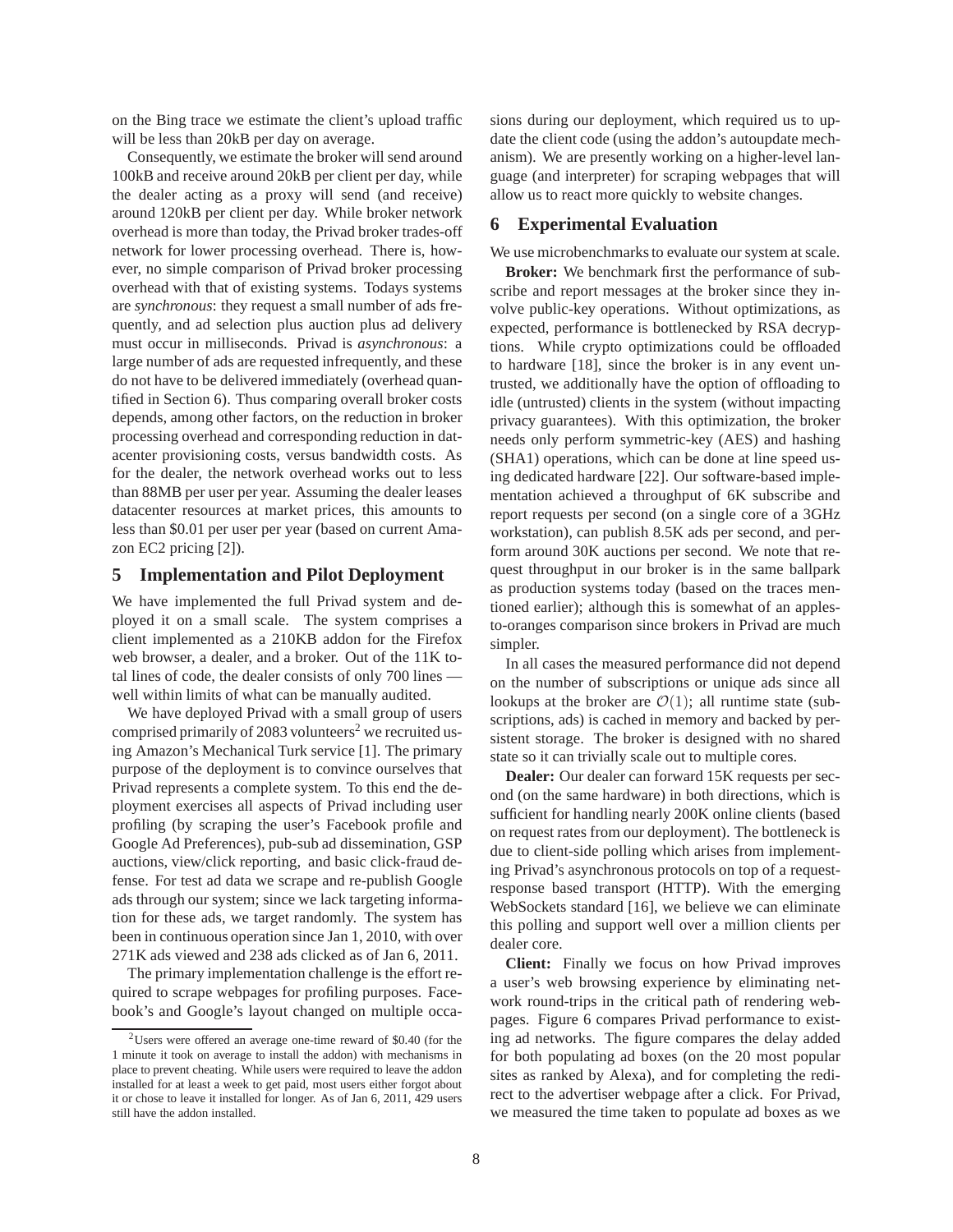on the Bing trace we estimate the client's upload traffic will be less than 20kB per day on average.

Consequently, we estimate the broker will send around 100kB and receive around 20kB per client per day, while the dealer acting as a proxy will send (and receive) around 120kB per client per day. While broker network overhead is more than today, the Privad broker trades-off network for lower processing overhead. There is, however, no simple comparison of Privad broker processing overhead with that of existing systems. Todays systems are *synchronous*: they request a small number of ads frequently, and ad selection plus auction plus ad delivery must occur in milliseconds. Privad is *asynchronous*: a large number of ads are requested infrequently, and these do not have to be delivered immediately (overhead quantified in Section 6). Thus comparing overall broker costs depends, among other factors, on the reduction in broker processing overhead and corresponding reduction in datacenter provisioning costs, versus bandwidth costs. As for the dealer, the network overhead works out to less than 88MB per user per year. Assuming the dealer leases datacenter resources at market prices, this amounts to less than $0.01 per user per year (based on current Amazon EC2 pricing [2]).

## 5 Implementation and Pilot Deployment

We have implemented the full Privad system and deployed it on a small scale. The system comprises a client implemented as a 210KB addon for the Firefox web browser, a dealer, and a broker. Out of the 11K total lines of code, the dealer consists of only 700 lines — well within limits of what can be manually audited.

We have deployed Privad with a small group of users comprised primarily of 2083 volunteers[2] we recruited using Amazon's Mechanical Turk service [1]. The primary purpose of the deployment is to convince ourselves that Privad represents a complete system. To this end the deployment exercises all aspects of Privad including user profiling (by scraping the user's Facebook profile and Google Ad Preferences), pub-sub ad dissemination, GSP auctions, view/click reporting, and basic click-fraud defense. For test ad data we scrape and re-publish Google ads through our system; since we lack targeting information for these ads, we target randomly. The system has been in continuous operation since Jan 1, 2010, with over 271K ads viewed and 238 ads clicked as of Jan 6, 2011.

The primary implementation challenge is the effort required to scrape webpages for profiling purposes. Facebook's and Google's layout changed on multiple occasions during our deployment, which required us to update the client code (using the addon's autoupdate mechanism). We are presently working on a higher-level language (and interpreter) for scraping webpages that will allow us to react more quickly to website changes.

[2] Users were offered an average one-time reward of $0.40 (for the 1 minute it took on average to install the addon) with mechanisms in place to prevent cheating. While users were required to leave the addon installed for at least a week to get paid, most users either forgot about it or chose to leave it installed for longer. As of Jan 6, 2011, 429 users still have the addon installed.

## 6 Experimental Evaluation

We use microbenchmarks to evaluate our system at scale.

**Broker:** We benchmark first the performance of subscribe and report messages at the broker since they involve public-key operations. Without optimizations, as expected, performance is bottlenecked by RSA decryptions. While crypto optimizations could be offloaded to hardware [18], since the broker is in any event untrusted, we additionally have the option of offloading to idle (untrusted) clients in the system (without impacting privacy guarantees). With this optimization, the broker needs only perform symmetric-key (AES) and hashing (SHA1) operations, which can be done at line speed using dedicated hardware [22]. Our software-based implementation achieved a throughput of 6K subscribe and report requests per second (on a single core of a 3GHz workstation), can publish 8.5K ads per second, and perform around 30K auctions per second. We note that request throughput in our broker is in the same ballpark as production systems today (based on the traces mentioned earlier); although this is somewhat of an apples-to-oranges comparison since brokers in Privad are much simpler.

In all cases the measured performance did not depend on the number of subscriptions or unique ads since all lookups at the broker are $\mathcal{O}(1)$; all runtime state (subscriptions, ads) is cached in memory and backed by persistent storage. The broker is designed with no shared state so it can trivially scale out to multiple cores.

**Dealer:** Our dealer can forward 15K requests per second (on the same hardware) in both directions, which is sufficient for handling nearly 200K online clients (based on request rates from our deployment). The bottleneck is due to client-side polling which arises from implementing Privad's asynchronous protocols on top of a request-response based transport (HTTP). With the emerging WebSockets standard [16], we believe we can eliminate this polling and support well over a million clients per dealer core.

**Client:** Finally we focus on how Privad improves a user's web browsing experience by eliminating network round-trips in the critical path of rendering webpages. Figure 6 compares Privad performance to existing ad networks. The figure compares the delay added for both populating ad boxes (on the 20 most popular sites as ranked by Alexa), and for completing the redirect to the advertiser webpage after a click. For Privad, we measured the time taken to populate ad boxes as we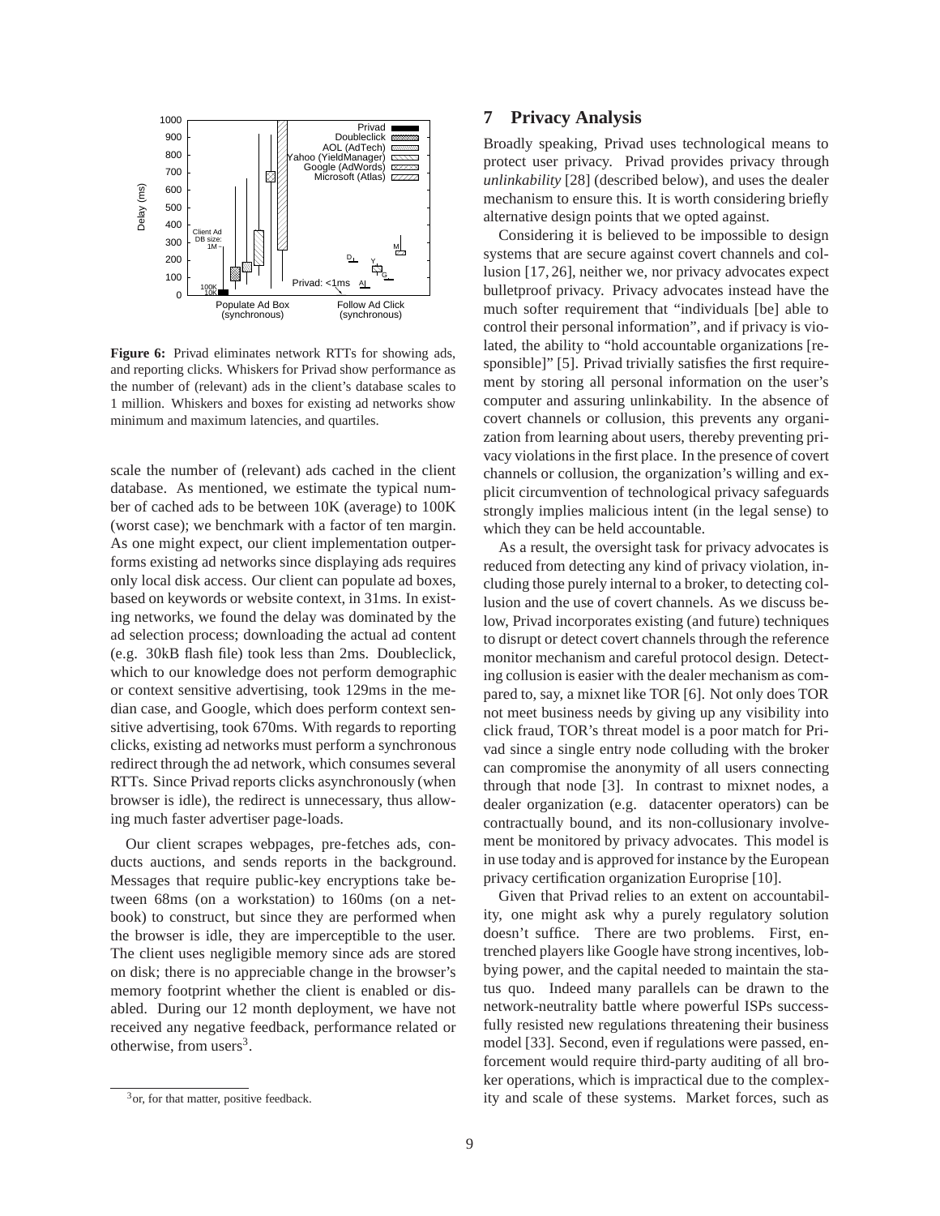**Figure 6:** Privad eliminates network RTTs for showing ads, and reporting clicks. Whiskers for Privad show performance as the number of (relevant) ads in the client's database scales to 1 million. Whiskers and boxes for existing ad networks show minimum and maximum latencies, and quartiles.

scale the number of (relevant) ads cached in the client database. As mentioned, we estimate the typical number of cached ads to be between 10K (average) to 100K (worst case); we benchmark with a factor of ten margin. As one might expect, our client implementation outperforms existing ad networks since displaying ads requires only local disk access. Our client can populate ad boxes, based on keywords or website context, in 31ms. In existing networks, we found the delay was dominated by the ad selection process; downloading the actual ad content (e.g. 30kB flash file) took less than 2ms. Doubleclick, which to our knowledge does not perform demographic or context sensitive advertising, took 129ms in the median case, and Google, which does perform context sensitive advertising, took 670ms. With regards to reporting clicks, existing ad networks must perform a synchronous redirect through the ad network, which consumes several RTTs. Since Privad reports clicks asynchronously (when browser is idle), the redirect is unnecessary, thus allowing much faster advertiser page-loads.

Our client scrapes webpages, pre-fetches ads, conducts auctions, and sends reports in the background. Messages that require public-key encryptions take between 68ms (on a workstation) to 160ms (on a netbook) to construct, but since they are performed when the browser is idle, they are imperceptible to the user. The client uses negligible memory since ads are stored on disk; there is no appreciable change in the browser's memory footprint whether the client is enabled or disabled. During our 12 month deployment, we have not received any negative feedback, performance related or otherwise, from users[3].

[3] or, for that matter, positive feedback.

## 7 Privacy Analysis

Broadly speaking, Privad uses technological means to protect user privacy. Privad provides privacy through *unlinkability* [28] (described below), and uses the dealer mechanism to ensure this. It is worth considering briefly alternative design points that we opted against.

Considering it is believed to be impossible to design systems that are secure against covert channels and collusion [17, 26], neither we, nor privacy advocates expect bulletproof privacy. Privacy advocates instead have the much softer requirement that "individuals [be] able to control their personal information", and if privacy is violated, the ability to "hold accountable organizations [responsible]" [5]. Privad trivially satisfies the first requirement by storing all personal information on the user's computer and assuring unlinkability. In the absence of covert channels or collusion, this prevents any organization from learning about users, thereby preventing privacy violations in the first place. In the presence of covert channels or collusion, the organization's willing and explicit circumvention of technological privacy safeguards strongly implies malicious intent (in the legal sense) to which they can be held accountable.

As a result, the oversight task for privacy advocates is reduced from detecting any kind of privacy violation, including those purely internal to a broker, to detecting collusion and the use of covert channels. As we discuss below, Privad incorporates existing (and future) techniques to disrupt or detect covert channels through the reference monitor mechanism and careful protocol design. Detecting collusion is easier with the dealer mechanism as compared to, say, a mixnet like TOR [6]. Not only does TOR not meet business needs by giving up any visibility into click fraud, TOR's threat model is a poor match for Privad since a single entry node colluding with the broker can compromise the anonymity of all users connecting through that node [3]. In contrast to mixnet nodes, a dealer organization (e.g. datacenter operators) can be contractually bound, and its non-collusionary involvement be monitored by privacy advocates. This model is in use today and is approved for instance by the European privacy certification organization Europrise [10].

Given that Privad relies to an extent on accountability, one might ask why a purely regulatory solution doesn't suffice. There are two problems. First, entrenched players like Google have strong incentives, lobbying power, and the capital needed to maintain the status quo. Indeed many parallels can be drawn to the network-neutrality battle where powerful ISPs successfully resisted new regulations threatening their business model [33]. Second, even if regulations were passed, enforcement would require third-party auditing of all broker operations, which is impractical due to the complexity and scale of these systems. Market forces, such as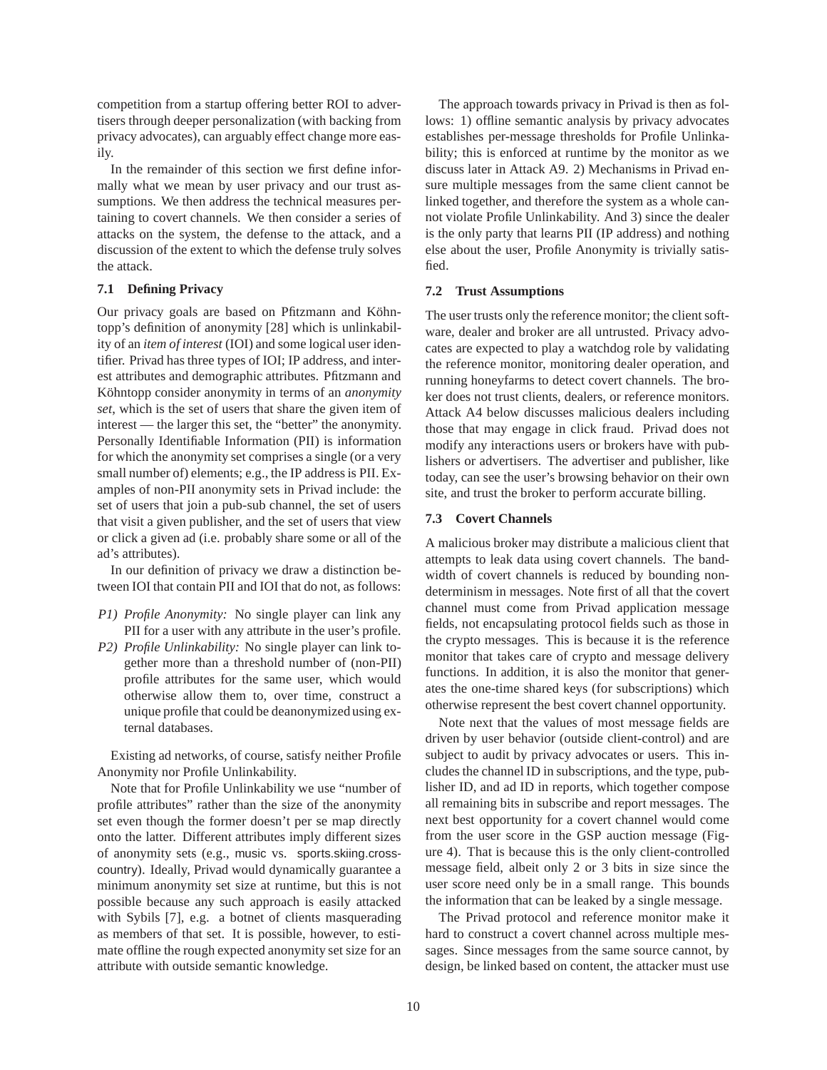competition from a startup offering better ROI to advertisers through deeper personalization (with backing from privacy advocates), can arguably effect change more easily.

In the remainder of this section we first define informally what we mean by user privacy and our trust assumptions. We then address the technical measures pertaining to covert channels. We then consider a series of attacks on the system, the defense to the attack, and a discussion of the extent to which the defense truly solves the attack.

### 7.1 Defining Privacy

Our privacy goals are based on Pfitzmann and Köhntopp's definition of anonymity [28] which is unlinkability of an *item of interest* (IOI) and some logical user identifier. Privad has three types of IOI; IP address, and interest attributes and demographic attributes. Pfitzmann and Köhntopp consider anonymity in terms of an *anonymity set*, which is the set of users that share the given item of interest — the larger this set, the "better" the anonymity. Personally Identifiable Information (PII) is information for which the anonymity set comprises a single (or a very small number of) elements; e.g., the IP address is PII. Examples of non-PII anonymity sets in Privad include: the set of users that join a pub-sub channel, the set of users that visit a given publisher, and the set of users that view or click a given ad (i.e. probably share some or all of the ad's attributes).

In our definition of privacy we draw a distinction between IOI that contain PII and IOI that do not, as follows:

- *P1) Profile Anonymity:* No single player can link any PII for a user with any attribute in the user's profile.
- *P2) Profile Unlinkability:* No single player can link together more than a threshold number of (non-PII) profile attributes for the same user, which would otherwise allow them to, over time, construct a unique profile that could be deanonymized using external databases.

Existing ad networks, of course, satisfy neither Profile Anonymity nor Profile Unlinkability.

Note that for Profile Unlinkability we use "number of profile attributes" rather than the size of the anonymity set even though the former doesn't per se map directly onto the latter. Different attributes imply different sizes of anonymity sets (e.g., music vs. sports.skiing.cross-country). Ideally, Privad would dynamically guarantee a minimum anonymity set size at runtime, but this is not possible because any such approach is easily attacked with Sybils [7], e.g. a botnet of clients masquerading as members of that set. It is possible, however, to estimate offline the rough expected anonymity set size for an attribute with outside semantic knowledge.

The approach towards privacy in Privad is then as follows: 1) offline semantic analysis by privacy advocates establishes per-message thresholds for Profile Unlinkability; this is enforced at runtime by the monitor as we discuss later in Attack A9. 2) Mechanisms in Privad ensure multiple messages from the same client cannot be linked together, and therefore the system as a whole cannot violate Profile Unlinkability. And 3) since the dealer is the only party that learns PII (IP address) and nothing else about the user, Profile Anonymity is trivially satisfied.

### 7.2 Trust Assumptions

The user trusts only the reference monitor; the client software, dealer and broker are all untrusted. Privacy advocates are expected to play a watchdog role by validating the reference monitor, monitoring dealer operation, and running honeyfarms to detect covert channels. The broker does not trust clients, dealers, or reference monitors. Attack A4 below discusses malicious dealers including those that may engage in click fraud. Privad does not modify any interactions users or brokers have with publishers or advertisers. The advertiser and publisher, like today, can see the user's browsing behavior on their own site, and trust the broker to perform accurate billing.

### 7.3 Covert Channels

A malicious broker may distribute a malicious client that attempts to leak data using covert channels. The bandwidth of covert channels is reduced by bounding nondeterminism in messages. Note first of all that the covert channel must come from Privad application message fields, not encapsulating protocol fields such as those in the crypto messages. This is because it is the reference monitor that takes care of crypto and message delivery functions. In addition, it is also the monitor that generates the one-time shared keys (for subscriptions) which otherwise represent the best covert channel opportunity.

Note next that the values of most message fields are driven by user behavior (outside client-control) and are subject to audit by privacy advocates or users. This includes the channel ID in subscriptions, and the type, publisher ID, and ad ID in reports, which together compose all remaining bits in subscribe and report messages. The next best opportunity for a covert channel would come from the user score in the GSP auction message (Figure 4). That is because this is the only client-controlled message field, albeit only 2 or 3 bits in size since the user score need only be in a small range. This bounds the information that can be leaked by a single message.

The Privad protocol and reference monitor make it hard to construct a covert channel across multiple messages. Since messages from the same source cannot, by design, be linked based on content, the attacker must use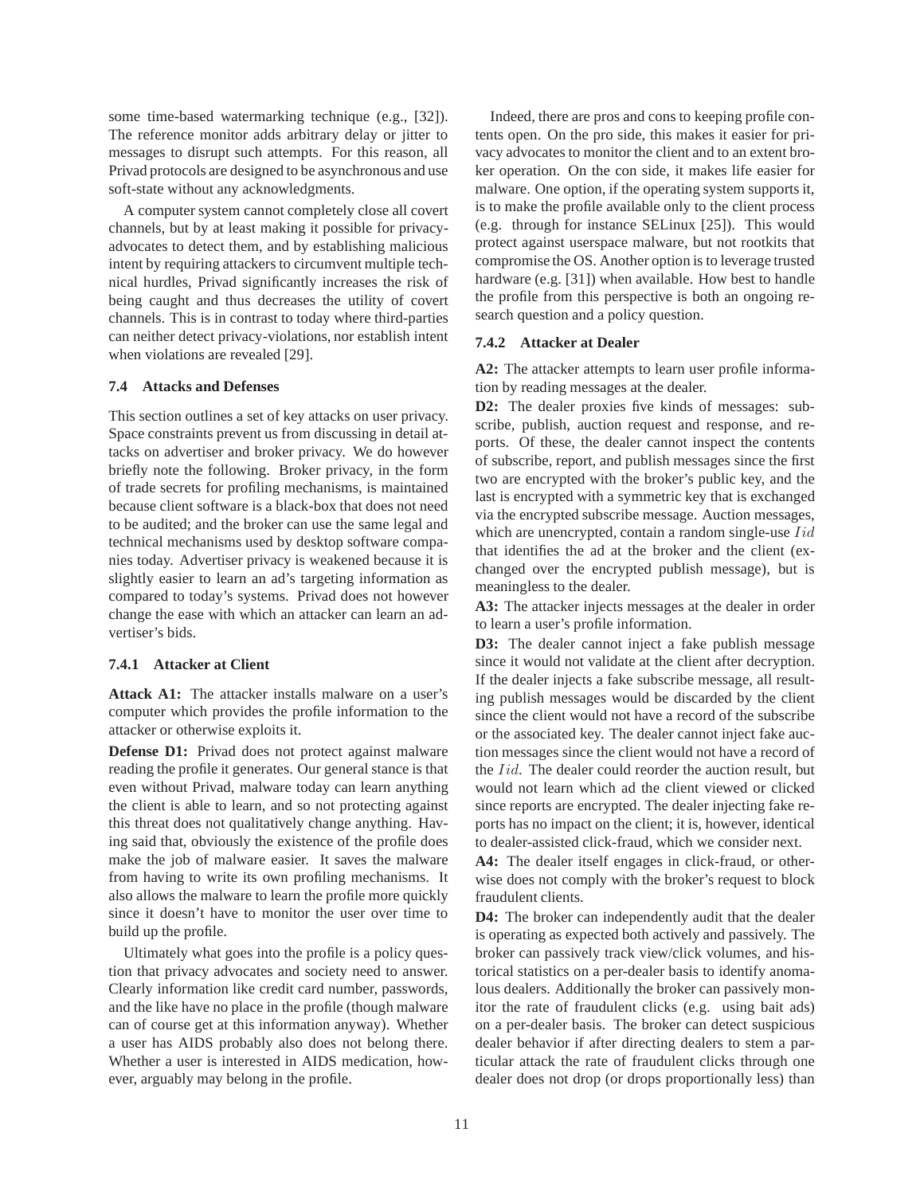some time-based watermarking technique (e.g., [32]). The reference monitor adds arbitrary delay or jitter to messages to disrupt such attempts. For this reason, all Privad protocols are designed to be asynchronous and use soft-state without any acknowledgments.

A computer system cannot completely close all covert channels, but by at least making it possible for privacy-advocates to detect them, and by establishing malicious intent by requiring attackers to circumvent multiple technical hurdles, Privad significantly increases the risk of being caught and thus decreases the utility of covert channels. This is in contrast to today where third-parties can neither detect privacy-violations, nor establish intent when violations are revealed [29].

### 7.4 Attacks and Defenses

This section outlines a set of key attacks on user privacy. Space constraints prevent us from discussing in detail attacks on advertiser and broker privacy. We do however briefly note the following. Broker privacy, in the form of trade secrets for profiling mechanisms, is maintained because client software is a black-box that does not need to be audited; and the broker can use the same legal and technical mechanisms used by desktop software companies today. Advertiser privacy is weakened because it is slightly easier to learn an ad's targeting information as compared to today's systems. Privad does not however change the ease with which an attacker can learn an advertiser's bids.

#### 7.4.1 Attacker at Client

**Attack A1:** The attacker installs malware on a user's computer which provides the profile information to the attacker or otherwise exploits it.

**Defense D1:** Privad does not protect against malware reading the profile it generates. Our general stance is that even without Privad, malware today can learn anything the client is able to learn, and so not protecting against this threat does not qualitatively change anything. Having said that, obviously the existence of the profile does make the job of malware easier. It saves the malware from having to write its own profiling mechanisms. It also allows the malware to learn the profile more quickly since it doesn't have to monitor the user over time to build up the profile.

Ultimately what goes into the profile is a policy question that privacy advocates and society need to answer. Clearly information like credit card number, passwords, and the like have no place in the profile (though malware can of course get at this information anyway). Whether a user has AIDS probably also does not belong there. Whether a user is interested in AIDS medication, however, arguably may belong in the profile.

Indeed, there are pros and cons to keeping profile contents open. On the pro side, this makes it easier for privacy advocates to monitor the client and to an extent broker operation. On the con side, it makes life easier for malware. One option, if the operating system supports it, is to make the profile available only to the client process (e.g. through for instance SELinux [25]). This would protect against userspace malware, but not rootkits that compromise the OS. Another option is to leverage trusted hardware (e.g. [31]) when available. How best to handle the profile from this perspective is both an ongoing research question and a policy question.

#### 7.4.2 Attacker at Dealer

**A2:** The attacker attempts to learn user profile information by reading messages at the dealer.

**D2:** The dealer proxies five kinds of messages: subscribe, publish, auction request and response, and reports. Of these, the dealer cannot inspect the contents of subscribe, report, and publish messages since the first two are encrypted with the broker's public key, and the last is encrypted with a symmetric key that is exchanged via the encrypted subscribe message. Auction messages, which are unencrypted, contain a random single-use $Iid$ that identifies the ad at the broker and the client (exchanged over the encrypted publish message), but is meaningless to the dealer.

**A3:** The attacker injects messages at the dealer in order to learn a user's profile information.

**D3:** The dealer cannot inject a fake publish message since it would not validate at the client after decryption. If the dealer injects a fake subscribe message, all resulting publish messages would be discarded by the client since the client would not have a record of the subscribe or the associated key. The dealer cannot inject fake auction messages since the client would not have a record of the $Iid$. The dealer could reorder the auction result, but would not learn which ad the client viewed or clicked since reports are encrypted. The dealer injecting fake reports has no impact on the client; it is, however, identical to dealer-assisted click-fraud, which we consider next.

**A4:** The dealer itself engages in click-fraud, or otherwise does not comply with the broker's request to block fraudulent clients.

**D4:** The broker can independently audit that the dealer is operating as expected both actively and passively. The broker can passively track view/click volumes, and historical statistics on a per-dealer basis to identify anomalous dealers. Additionally the broker can passively monitor the rate of fraudulent clicks (e.g. using bait ads) on a per-dealer basis. The broker can detect suspicious dealer behavior if after directing dealers to stem a particular attack the rate of fraudulent clicks through one dealer does not drop (or drops proportionally less) than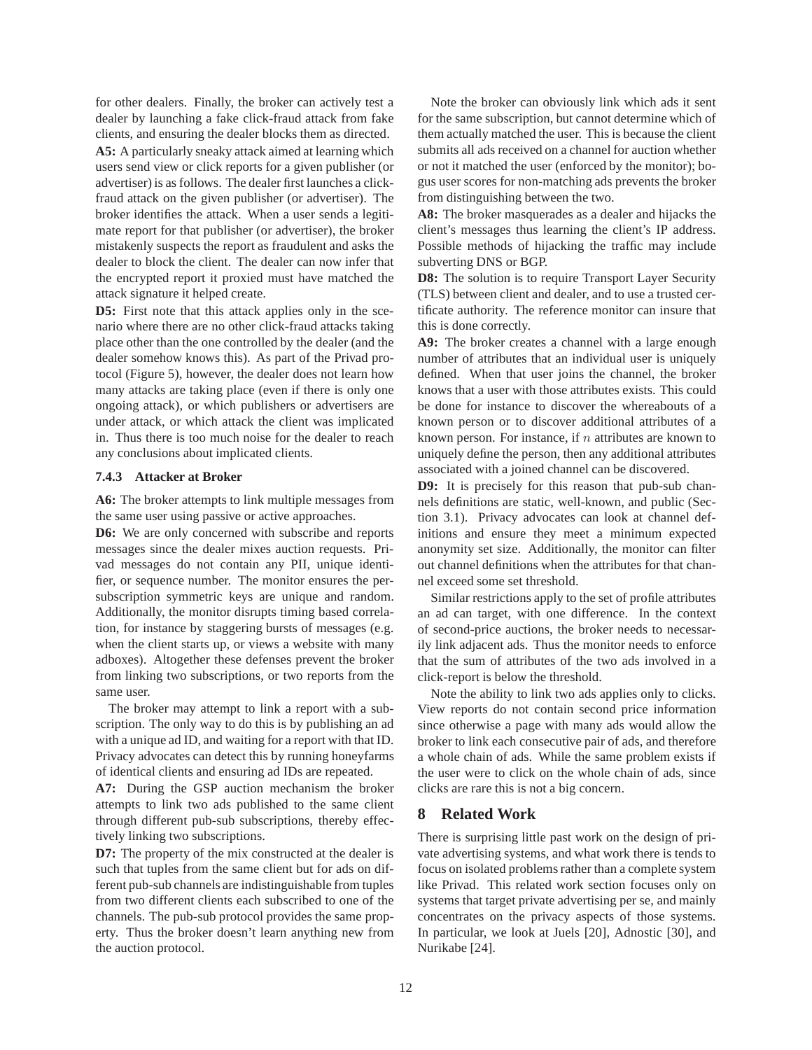for other dealers. Finally, the broker can actively test a dealer by launching a fake click-fraud attack from fake clients, and ensuring the dealer blocks them as directed.

**A5:** A particularly sneaky attack aimed at learning which users send view or click reports for a given publisher (or advertiser) is as follows. The dealer first launches a click-fraud attack on the given publisher (or advertiser). The broker identifies the attack. When a user sends a legitimate report for that publisher (or advertiser), the broker mistakenly suspects the report as fraudulent and asks the dealer to block the client. The dealer can now infer that the encrypted report it proxied must have matched the attack signature it helped create.

**D5:** First note that this attack applies only in the scenario where there are no other click-fraud attacks taking place other than the one controlled by the dealer (and the dealer somehow knows this). As part of the Privad protocol (Figure 5), however, the dealer does not learn how many attacks are taking place (even if there is only one ongoing attack), or which publishers or advertisers are under attack, or which attack the client was implicated in. Thus there is too much noise for the dealer to reach any conclusions about implicated clients.

### 7.4.3 Attacker at Broker

**A6:** The broker attempts to link multiple messages from the same user using passive or active approaches.

**D6:** We are only concerned with subscribe and reports messages since the dealer mixes auction requests. Privad messages do not contain any PII, unique identifier, or sequence number. The monitor ensures the per-subscription symmetric keys are unique and random. Additionally, the monitor disrupts timing based correlation, for instance by staggering bursts of messages (e.g. when the client starts up, or views a website with many adboxes). Altogether these defenses prevent the broker from linking two subscriptions, or two reports from the same user.

The broker may attempt to link a report with a subscription. The only way to do this is by publishing an ad with a unique ad ID, and waiting for a report with that ID. Privacy advocates can detect this by running honeyfarms of identical clients and ensuring ad IDs are repeated.

**A7:** During the GSP auction mechanism the broker attempts to link two ads published to the same client through different pub-sub subscriptions, thereby effectively linking two subscriptions.

**D7:** The property of the mix constructed at the dealer is such that tuples from the same client but for ads on different pub-sub channels are indistinguishable from tuples from two different clients each subscribed to one of the channels. The pub-sub protocol provides the same property. Thus the broker doesn't learn anything new from the auction protocol.

Note the broker can obviously link which ads it sent for the same subscription, but cannot determine which of them actually matched the user. This is because the client submits all ads received on a channel for auction whether or not it matched the user (enforced by the monitor); bogus user scores for non-matching ads prevents the broker from distinguishing between the two.

**A8:** The broker masquerades as a dealer and hijacks the client's messages thus learning the client's IP address. Possible methods of hijacking the traffic may include subverting DNS or BGP.

**D8:** The solution is to require Transport Layer Security (TLS) between client and dealer, and to use a trusted certificate authority. The reference monitor can insure that this is done correctly.

**A9:** The broker creates a channel with a large enough number of attributes that an individual user is uniquely defined. When that user joins the channel, the broker knows that a user with those attributes exists. This could be done for instance to discover the whereabouts of a known person or to discover additional attributes of a known person. For instance, if $n$ attributes are known to uniquely define the person, then any additional attributes associated with a joined channel can be discovered.

**D9:** It is precisely for this reason that pub-sub channels definitions are static, well-known, and public (Section 3.1). Privacy advocates can look at channel definitions and ensure they meet a minimum expected anonymity set size. Additionally, the monitor can filter out channel definitions when the attributes for that channel exceed some set threshold.

Similar restrictions apply to the set of profile attributes an ad can target, with one difference. In the context of second-price auctions, the broker needs to necessarily link adjacent ads. Thus the monitor needs to enforce that the sum of attributes of the two ads involved in a click-report is below the threshold.

Note the ability to link two ads applies only to clicks. View reports do not contain second price information since otherwise a page with many ads would allow the broker to link each consecutive pair of ads, and therefore a whole chain of ads. While the same problem exists if the user were to click on the whole chain of ads, since clicks are rare this is not a big concern.

## 8 Related Work

There is surprising little past work on the design of private advertising systems, and what work there is tends to focus on isolated problems rather than a complete system like Privad. This related work section focuses only on systems that target private advertising per se, and mainly concentrates on the privacy aspects of those systems. In particular, we look at Juels [20], Adnostic [30], and Nurikabe [24].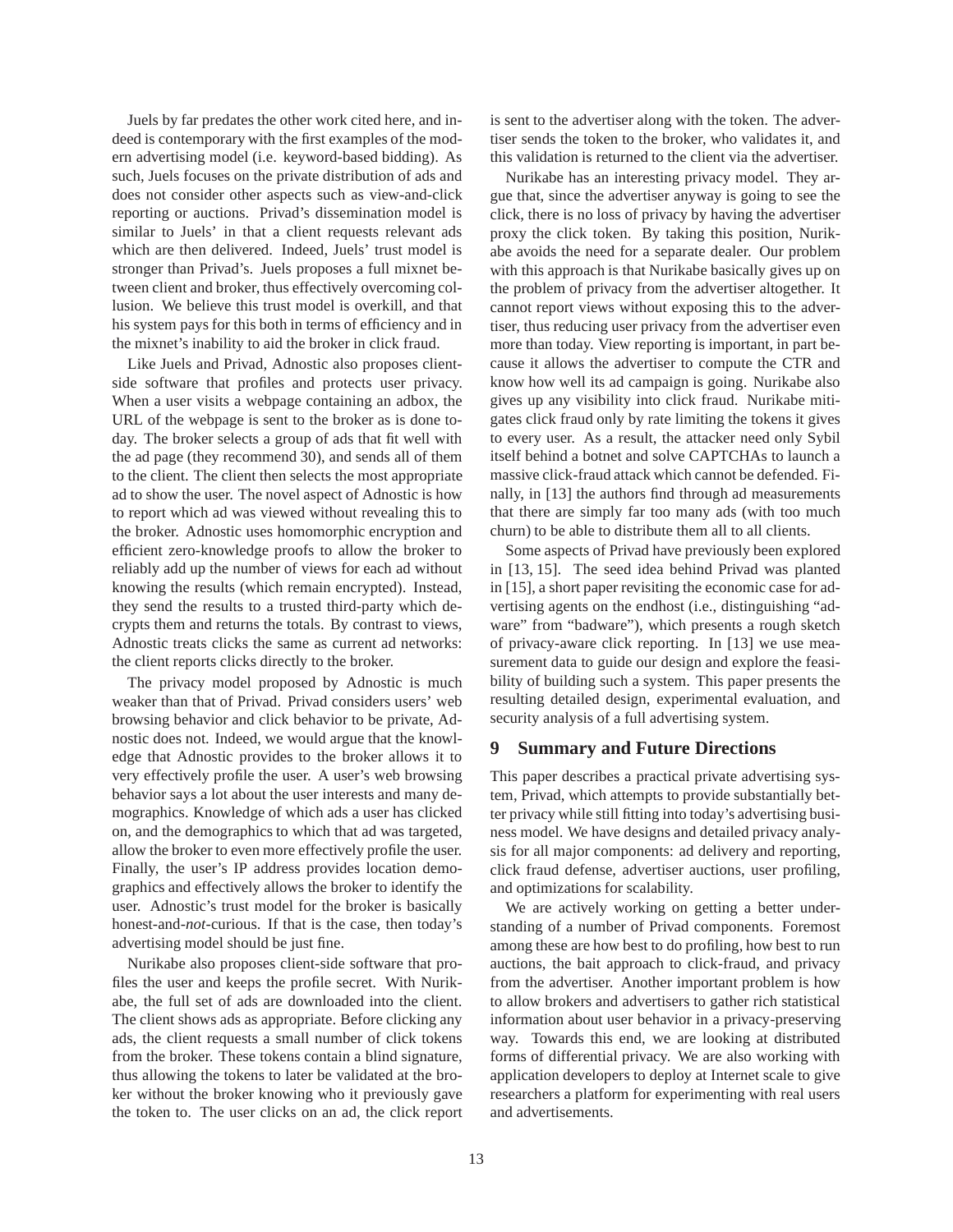Juels by far predates the other work cited here, and indeed is contemporary with the first examples of the modern advertising model (i.e. keyword-based bidding). As such, Juels focuses on the private distribution of ads and does not consider other aspects such as view-and-click reporting or auctions. Privad's dissemination model is similar to Juels' in that a client requests relevant ads which are then delivered. Indeed, Juels' trust model is stronger than Privad's. Juels proposes a full mixnet between client and broker, thus effectively overcoming collusion. We believe this trust model is overkill, and that his system pays for this both in terms of efficiency and in the mixnet's inability to aid the broker in click fraud.

Like Juels and Privad, Adnostic also proposes client-side software that profiles and protects user privacy. When a user visits a webpage containing an adbox, the URL of the webpage is sent to the broker as is done today. The broker selects a group of ads that fit well with the ad page (they recommend 30), and sends all of them to the client. The client then selects the most appropriate ad to show the user. The novel aspect of Adnostic is how to report which ad was viewed without revealing this to the broker. Adnostic uses homomorphic encryption and efficient zero-knowledge proofs to allow the broker to reliably add up the number of views for each ad without knowing the results (which remain encrypted). Instead, they send the results to a trusted third-party which decrypts them and returns the totals. By contrast to views, Adnostic treats clicks the same as current ad networks: the client reports clicks directly to the broker.

The privacy model proposed by Adnostic is much weaker than that of Privad. Privad considers users' web browsing behavior and click behavior to be private, Adnostic does not. Indeed, we would argue that the knowledge that Adnostic provides to the broker allows it to very effectively profile the user. A user's web browsing behavior says a lot about the user interests and many demographics. Knowledge of which ads a user has clicked on, and the demographics to which that ad was targeted, allow the broker to even more effectively profile the user. Finally, the user's IP address provides location demographics and effectively allows the broker to identify the user. Adnostic's trust model for the broker is basically honest-and-*not*-curious. If that is the case, then today's advertising model should be just fine.

Nurikabe also proposes client-side software that profiles the user and keeps the profile secret. With Nurikabe, the full set of ads are downloaded into the client. The client shows ads as appropriate. Before clicking any ads, the client requests a small number of click tokens from the broker. These tokens contain a blind signature, thus allowing the tokens to later be validated at the broker without the broker knowing who it previously gave the token to. The user clicks on an ad, the click report is sent to the advertiser along with the token. The advertiser sends the token to the broker, who validates it, and this validation is returned to the client via the advertiser.

Nurikabe has an interesting privacy model. They argue that, since the advertiser anyway is going to see the click, there is no loss of privacy by having the advertiser proxy the click token. By taking this position, Nurikabe avoids the need for a separate dealer. Our problem with this approach is that Nurikabe basically gives up on the problem of privacy from the advertiser altogether. It cannot report views without exposing this to the advertiser, thus reducing user privacy from the advertiser even more than today. View reporting is important, in part because it allows the advertiser to compute the CTR and know how well its ad campaign is going. Nurikabe also gives up any visibility into click fraud. Nurikabe mitigates click fraud only by rate limiting the tokens it gives to every user. As a result, the attacker need only Sybil itself behind a botnet and solve CAPTCHAs to launch a massive click-fraud attack which cannot be defended. Finally, in [13] the authors find through ad measurements that there are simply far too many ads (with too much churn) to be able to distribute them all to all clients.

Some aspects of Privad have previously been explored in [13, 15]. The seed idea behind Privad was planted in [15], a short paper revisiting the economic case for advertising agents on the endhost (i.e., distinguishing "adware" from "badware"), which presents a rough sketch of privacy-aware click reporting. In [13] we use measurement data to guide our design and explore the feasibility of building such a system. This paper presents the resulting detailed design, experimental evaluation, and security analysis of a full advertising system.

## 9 Summary and Future Directions

This paper describes a practical private advertising system, Privad, which attempts to provide substantially better privacy while still fitting into today's advertising business model. We have designs and detailed privacy analysis for all major components: ad delivery and reporting, click fraud defense, advertiser auctions, user profiling, and optimizations for scalability.

We are actively working on getting a better understanding of a number of Privad components. Foremost among these are how best to do profiling, how best to run auctions, the bait approach to click-fraud, and privacy from the advertiser. Another important problem is how to allow brokers and advertisers to gather rich statistical information about user behavior in a privacy-preserving way. Towards this end, we are looking at distributed forms of differential privacy. We are also working with application developers to deploy at Internet scale to give researchers a platform for experimenting with real users and advertisements.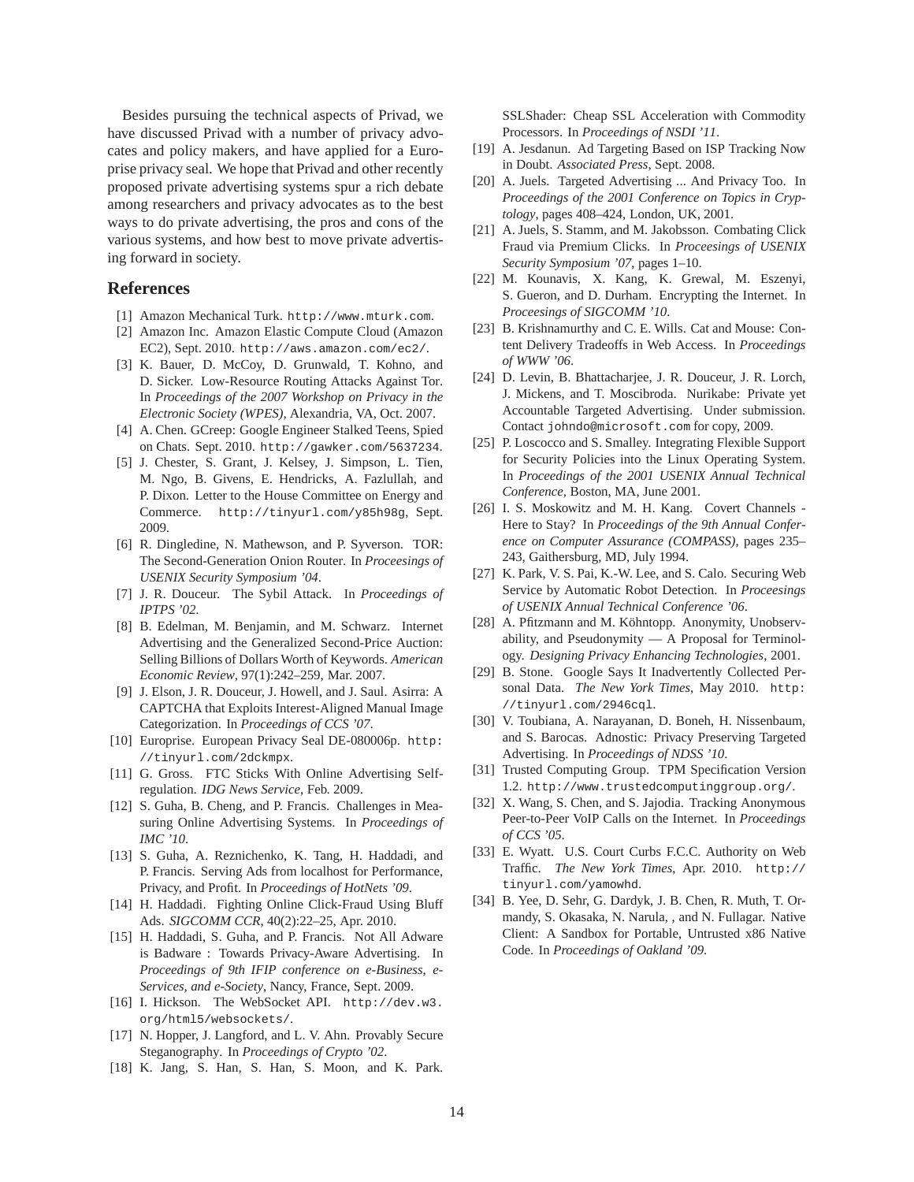Besides pursuing the technical aspects of Privad, we have discussed Privad with a number of privacy advocates and policy makers, and have applied for a Europrise privacy seal. We hope that Privad and other recently proposed private advertising systems spur a rich debate among researchers and privacy advocates as to the best ways to do private advertising, the pros and cons of the various systems, and how best to move private advertising forward in society.

## References

[1] Amazon Mechanical Turk. http://www.mturk.com.

[2] Amazon Inc. Amazon Elastic Compute Cloud (Amazon EC2), Sept. 2010. http://aws.amazon.com/ec2/.

[3] K. Bauer, D. McCoy, D. Grunwald, T. Kohno, and D. Sicker. Low-Resource Routing Attacks Against Tor. In *Proceedings of the 2007 Workshop on Privacy in the Electronic Society (WPES)*, Alexandria, VA, Oct. 2007.

[4] A. Chen. GCreep: Google Engineer Stalked Teens, Spied on Chats. Sept. 2010. http://gawker.com/5637234.

[5] J. Chester, S. Grant, J. Kelsey, J. Simpson, L. Tien, M. Ngo, B. Givens, E. Hendricks, A. Fazlullah, and P. Dixon. Letter to the House Committee on Energy and Commerce. http://tinyurl.com/y85h98g, Sept. 2009.

[6] R. Dingledine, N. Mathewson, and P. Syverson. TOR: The Second-Generation Onion Router. In *Proceesings of USENIX Security Symposium '04*.

[7] J. R. Douceur. The Sybil Attack. In *Proceedings of IPTPS '02*.

[8] B. Edelman, M. Benjamin, and M. Schwarz. Internet Advertising and the Generalized Second-Price Auction: Selling Billions of Dollars Worth of Keywords. *American Economic Review*, 97(1):242–259, Mar. 2007.

[9] J. Elson, J. R. Douceur, J. Howell, and J. Saul. Asirra: A CAPTCHA that Exploits Interest-Aligned Manual Image Categorization. In *Proceedings of CCS '07*.

[10] Europrise. European Privacy Seal DE-080006p. http://tinyurl.com/2dckmpx.

[11] G. Gross. FTC Sticks With Online Advertising Self-regulation. *IDG News Service*, Feb. 2009.

[12] S. Guha, B. Cheng, and P. Francis. Challenges in Measuring Online Advertising Systems. In *Proceedings of IMC '10*.

[13] S. Guha, A. Reznichenko, K. Tang, H. Haddadi, and P. Francis. Serving Ads from localhost for Performance, Privacy, and Profit. In *Proceedings of HotNets '09*.

[14] H. Haddadi. Fighting Online Click-Fraud Using Bluff Ads. *SIGCOMM CCR*, 40(2):22–25, Apr. 2010.

[15] H. Haddadi, S. Guha, and P. Francis. Not All Adware is Badware : Towards Privacy-Aware Advertising. In *Proceedings of 9th IFIP conference on e-Business, e-Services, and e-Society*, Nancy, France, Sept. 2009.

[16] I. Hickson. The WebSocket API. http://dev.w3.org/html5/websockets/.

[17] N. Hopper, J. Langford, and L. V. Ahn. Provably Secure Steganography. In *Proceedings of Crypto '02*.

[18] K. Jang, S. Han, S. Han, S. Moon, and K. Park. SSLShader: Cheap SSL Acceleration with Commodity Processors. In *Proceedings of NSDI '11*.

[19] A. Jesdanun. Ad Targeting Based on ISP Tracking Now in Doubt. *Associated Press*, Sept. 2008.

[20] A. Juels. Targeted Advertising ... And Privacy Too. In *Proceedings of the 2001 Conference on Topics in Cryptology*, pages 408–424, London, UK, 2001.

[21] A. Juels, S. Stamm, and M. Jakobsson. Combating Click Fraud via Premium Clicks. In *Proceesings of USENIX Security Symposium '07*, pages 1–10.

[22] M. Kounavis, X. Kang, K. Grewal, M. Eszenyi, S. Gueron, and D. Durham. Encrypting the Internet. In *Proceesings of SIGCOMM '10*.

[23] B. Krishnamurthy and C. E. Wills. Cat and Mouse: Content Delivery Tradeoffs in Web Access. In *Proceedings of WWW '06*.

[24] D. Levin, B. Bhattacharjee, J. R. Douceur, J. R. Lorch, J. Mickens, and T. Moscibroda. Nurikabe: Private yet Accountable Targeted Advertising. Under submission. Contact johndo@microsoft.com for copy, 2009.

[25] P. Loscocco and S. Smalley. Integrating Flexible Support for Security Policies into the Linux Operating System. In *Proceedings of the 2001 USENIX Annual Technical Conference*, Boston, MA, June 2001.

[26] I. S. Moskowitz and M. H. Kang. Covert Channels - Here to Stay? In *Proceedings of the 9th Annual Conference on Computer Assurance (COMPASS)*, pages 235–243, Gaithersburg, MD, July 1994.

[27] K. Park, V. S. Pai, K.-W. Lee, and S. Calo. Securing Web Service by Automatic Robot Detection. In *Proceesings of USENIX Annual Technical Conference '06*.

[28] A. Pfitzmann and M. Köhntopp. Anonymity, Unobservability, and Pseudonymity — A Proposal for Terminology. *Designing Privacy Enhancing Technologies*, 2001.

[29] B. Stone. Google Says It Inadvertently Collected Personal Data. *The New York Times*, May 2010. http://tinyurl.com/2946cql.

[30] V. Toubiana, A. Narayanan, D. Boneh, H. Nissenbaum, and S. Barocas. Adnostic: Privacy Preserving Targeted Advertising. In *Proceedings of NDSS '10*.

[31] Trusted Computing Group. TPM Specification Version 1.2. http://www.trustedcomputinggroup.org/.

[32] X. Wang, S. Chen, and S. Jajodia. Tracking Anonymous Peer-to-Peer VoIP Calls on the Internet. In *Proceedings of CCS '05*.

[33] E. Wyatt. U.S. Court Curbs F.C.C. Authority on Web Traffic. *The New York Times*, Apr. 2010. http://tinyurl.com/yamowhd.

[34] B. Yee, D. Sehr, G. Dardyk, J. B. Chen, R. Muth, T. Ormandy, S. Okasaka, N. Narula, , and N. Fullagar. Native Client: A Sandbox for Portable, Untrusted x86 Native Code. In *Proceedings of Oakland '09*.